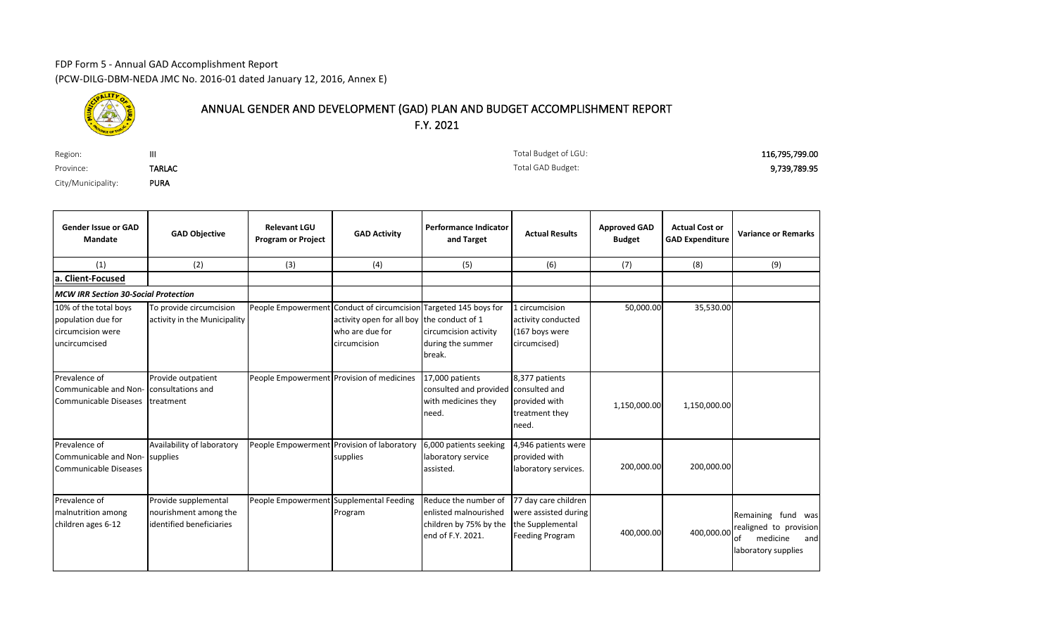FDP Form 5 - Annual GAD Accomplishment Report
(PCW-DILG-DBM-NEDA JMC No. 2016-01 dated January 12, 2016, Annex E)

# ANNUAL GENDER AND DEVELOPMENT (GAD) PLAN AND BUDGET ACCOMPLISHMENT REPORT

F.Y. 2021

| | | | |
|---|---|---|---|
| Region: | III | Total Budget of LGU: | 116,795,799.00 |
| Province: | TARLAC | Total GAD Budget: | 9,739,789.95 |
| City/Municipality: | PURA | | |

| Gender Issue or GAD Mandate | GAD Objective | Relevant LGU Program or Project | GAD Activity | Performance Indicator and Target | Actual Results | Approved GAD Budget | Actual Cost or GAD Expenditure | Variance or Remarks |
|---|---|---|---|---|---|---|---|---|
| (1) | (2) | (3) | (4) | (5) | (6) | (7) | (8) | (9) |
| **a. Client-Focused** | | | | | | | | |
| ***MCW IRR Section 30-Social Protection*** | | | | | | | | |
| 10% of the total boys population due for circumcision were uncircumcised | To provide circumcision activity in the Municipality | People Empowerment | Conduct of circumcision activity open for all boy who are due for circumcision | Targeted 145 boys for the conduct of 1 circumcision activity during the summer break. | 1 circumcision activity conducted (167 boys were circumcised) | 50,000.00 | 35,530.00 | |
| Prevalence of Communicable and Non-Communicable Diseases | Provide outpatient consultations and treatment | People Empowerment | Provision of medicines | 17,000 patients consulted and provided with medicines they need. | 8,377 patients consulted and provided with treatment they need. | 1,150,000.00 | 1,150,000.00 | |
| Prevalence of Communicable and Non-Communicable Diseases | Availability of laboratory supplies | People Empowerment | Provision of laboratory supplies | 6,000 patients seeking laboratory service assisted. | 4,946 patients were provided with laboratory services. | 200,000.00 | 200,000.00 | |
| Prevalence of malnutrition among children ages 6-12 | Provide supplemental nourishment among the identified beneficiaries | People Empowerment | Supplemental Feeding Program | Reduce the number of enlisted malnourished children by 75% by the end of F.Y. 2021. | 77 day care children were assisted during the Supplemental Feeding Program | 400,000.00 | 400,000.00 | Remaining fund was realigned to provision of medicine and laboratory supplies |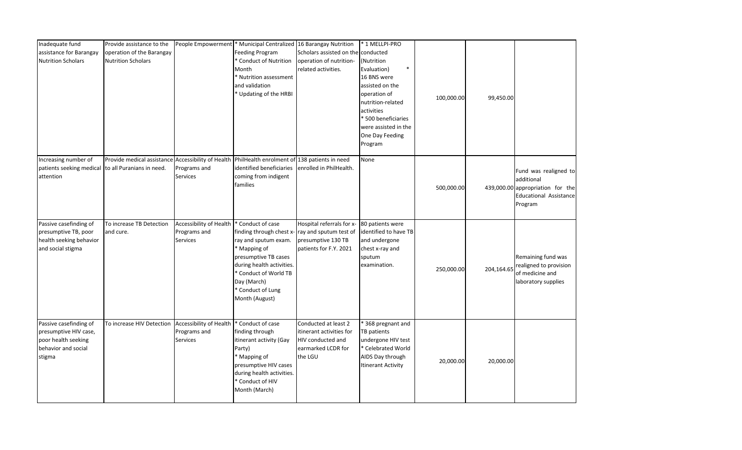| | | | | | | | | |
|---|---|---|---|---|---|---|---|---|
| Inadequate fund assistance for Barangay Nutrition Scholars | Provide assistance to the operation of the Barangay Nutrition Scholars | People Empowerment | * Municipal Centralized Feeding Program<br>* Conduct of Nutrition Month<br>* Nutrition assessment and validation<br>* Updating of the HRBI | 16 Barangay Nutrition Scholars assisted on the operation of nutrition-related activities. | * 1 MELLPI-PRO conducted (Nutrition Evaluation) *<br>16 BNS were assisted on the operation of nutrition-related activities<br>* 500 beneficiaries were assisted in the One Day Feeding Program | 100,000.00 | 99,450.00 | |
| Increasing number of patients seeking medical attention | Provide medical assistance to all Puranians in need. | Accessibility of Health Programs and Services | PhilHealth enrolment of identified beneficiaries coming from indigent families | 138 patients in need enrolled in PhilHealth. | None | 500,000.00 | 439,000.00 | Fund was realigned to additional appropriation for the Educational Assistance Program |
| Passive casefinding of presumptive TB, poor health seeking behavior and social stigma | To increase TB Detection and cure. | Accessibility of Health Programs and Services | * Conduct of case finding through chest x-ray and sputum exam.<br>* Mapping of presumptive TB cases during health activities.<br>* Conduct of World TB Day (March)<br>* Conduct of Lung Month (August) | Hospital referrals for x-ray and sputum test of presumptive 130 TB patients for F.Y. 2021 | 80 patients were identified to have TB and undergone chest x-ray and sputum examination. | 250,000.00 | 204,164.65 | Remaining fund was realigned to provision of medicine and laboratory supplies |
| Passive casefinding of presumptive HIV case, poor health seeking behavior and social stigma | To increase HIV Detection | Accessibility of Health Programs and Services | * Conduct of case finding through itinerant activity (Gay Party)<br>* Mapping of presumptive HIV cases during health activities.<br>* Conduct of HIV Month (March) | Conducted at least 2 itinerant activities for HIV conducted and earmarked LCDR for the LGU | * 368 pregnant and TB patients undergone HIV test<br>* Celebrated World AIDS Day through Itinerant Activity | 20,000.00 | 20,000.00 | |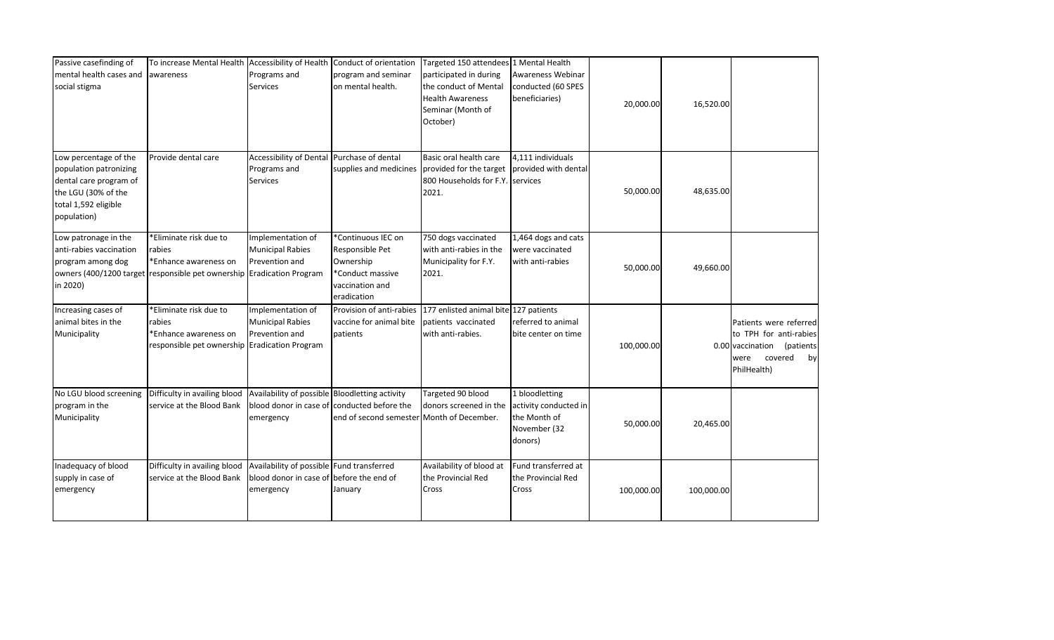| | | | | | | | | |
|---|---|---|---|---|---|---|---|---|
| Passive casefinding of mental health cases and social stigma | To increase Mental Health awareness | Accessibility of Health Programs and Services | Conduct of orientation program and seminar on mental health. | Targeted 150 attendees participated in during the conduct of Mental Health Awareness Seminar (Month of October) | 1 Mental Health Awareness Webinar conducted (60 SPES beneficiaries) | 20,000.00 | 16,520.00 | |
| Low percentage of the population patronizing dental care program of the LGU (30% of the total 1,592 eligible population) | Provide dental care | Accessibility of Dental Programs and Services | Purchase of dental supplies and medicines | Basic oral health care provided for the target 800 Households for F.Y. 2021. | 4,111 individuals provided with dental services | 50,000.00 | 48,635.00 | |
| Low patronage in the anti-rabies vaccination program among dog owners (400/1200 target in 2020) | *Eliminate risk due to rabies<br>*Enhance awareness on responsible pet ownership | Implementation of Municipal Rabies Prevention and Eradication Program | *Continuous IEC on Responsible Pet Ownership<br>*Conduct massive vaccination and eradication | 750 dogs vaccinated with anti-rabies in the Municipality for F.Y. 2021. | 1,464 dogs and cats were vaccinated with anti-rabies | 50,000.00 | 49,660.00 | |
| Increasing cases of animal bites in the Municipality | *Eliminate risk due to rabies<br>*Enhance awareness on responsible pet ownership | Implementation of Municipal Rabies Prevention and Eradication Program | Provision of anti-rabies vaccine for animal bite patients | 177 enlisted animal bite patients vaccinated with anti-rabies. | 127 patients referred to animal bite center on time | 100,000.00 | 0.00 | Patients were referred to TPH for anti-rabies vaccination (patients were covered by PhilHealth) |
| No LGU blood screening program in the Municipality | Difficulty in availing blood service at the Blood Bank | Availability of possible blood donor in case of emergency | Bloodletting activity conducted before the end of second semester | Targeted 90 blood donors screened in the Month of December. | 1 bloodletting activity conducted in the Month of November (32 donors) | 50,000.00 | 20,465.00 | |
| Inadequacy of blood supply in case of emergency | Difficulty in availing blood service at the Blood Bank | Availability of possible blood donor in case of emergency | Fund transferred before the end of January | Availability of blood at the Provincial Red Cross | Fund transferred at the Provincial Red Cross | 100,000.00 | 100,000.00 | |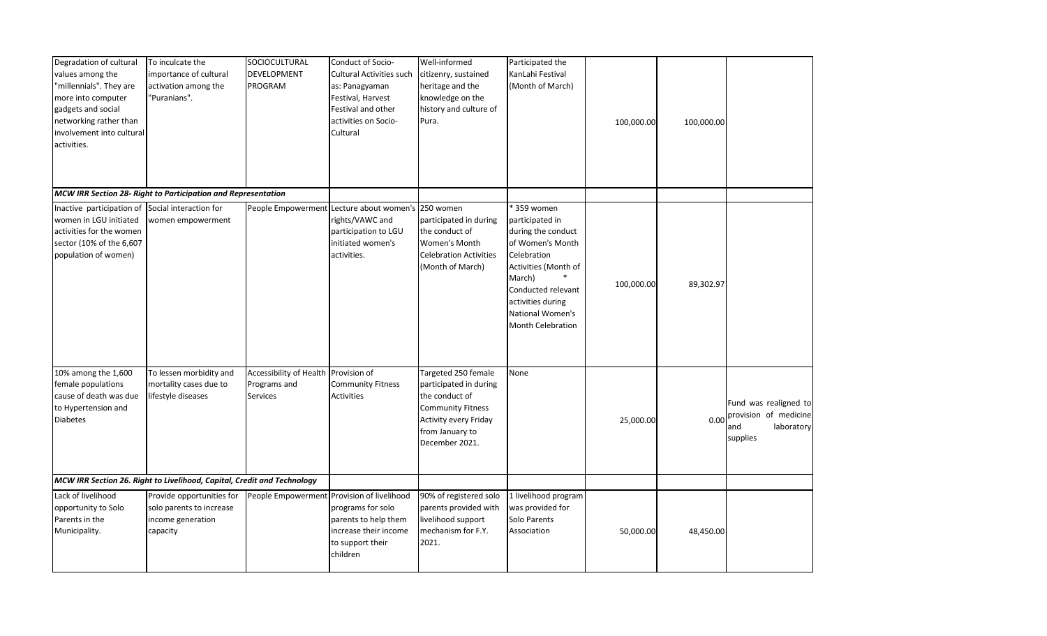| | | | | | | | | |
|---|---|---|---|---|---|---|---|---|
| Degradation of cultural values among the "millennials". They are more into computer gadgets and social networking rather than involvement into cultural activities. | To inculcate the importance of cultural activation among the "Puranians". | SOCIOCULTURAL DEVELOPMENT PROGRAM | Conduct of Socio-Cultural Activities such as: Panagyaman Festival, Harvest Festival and other activities on Socio-Cultural | Well-informed citizenry, sustained heritage and the knowledge on the history and culture of Pura. | Participated the KanLahi Festival (Month of March) | 100,000.00 | 100,000.00 | |
| ***MCW IRR Section 28- Right to Participation and Representation*** | | | | | | | | |
| Inactive participation of women in LGU initiated activities for the women sector (10% of the 6,607 population of women) | Social interaction for women empowerment | People Empowerment | Lecture about women's rights/VAWC and participation to LGU initiated women's activities. | 250 women participated in during the conduct of Women's Month Celebration Activities (Month of March) | * 359 women participated in during the conduct of Women's Month Celebration Activities (Month of March) * Conducted relevant activities during National Women's Month Celebration | 100,000.00 | 89,302.97 | |
| 10% among the 1,600 female populations cause of death was due to Hypertension and Diabetes | To lessen morbidity and mortality cases due to lifestyle diseases | Accessibility of Health Programs and Services | Provision of Community Fitness Activities | Targeted 250 female participated in during the conduct of Community Fitness Activity every Friday from January to December 2021. | None | 25,000.00 | 0.00 | Fund was realigned to provision of medicine and laboratory supplies |
| ***MCW IRR Section 26. Right to Livelihood, Capital, Credit and Technology*** | | | | | | | | |
| Lack of livelihood opportunity to Solo Parents in the Municipality. | Provide opportunities for solo parents to increase income generation capacity | People Empowerment | Provision of livelihood programs for solo parents to help them increase their income to support their children | 90% of registered solo parents provided with livelihood support mechanism for F.Y. 2021. | 1 livelihood program was provided for Solo Parents Association | 50,000.00 | 48,450.00 | |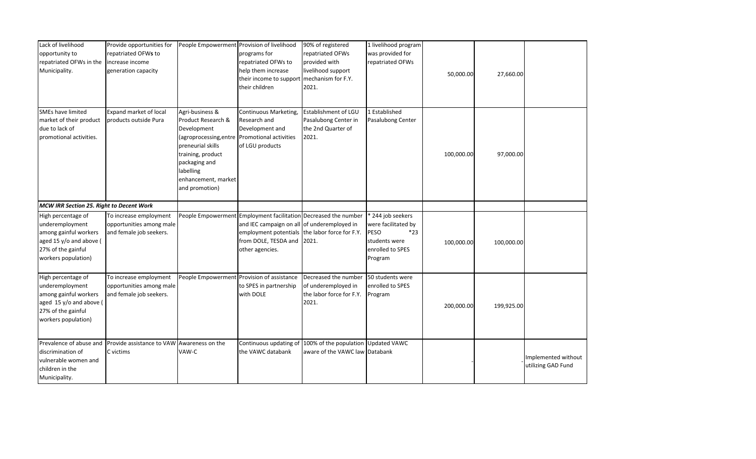| | | | | | | | | |
|---|---|---|---|---|---|---|---|---|
| Lack of livelihood opportunity to repatriated OFWs in the Municipality. | Provide opportunities for repatriated OFWs to increase income generation capacity | People Empowerment | Provision of livelihood programs for repatriated OFWs to help them increase their income to support their children | 90% of registered repatriated OFWs provided with livelihood support mechanism for F.Y. 2021. | 1 livelihood program was provided for repatriated OFWs | 50,000.00 | 27,660.00 | |
| SMEs have limited market of their product due to lack of promotional activities. | Expand market of local products outside Pura | Agri-business & Product Research & Development (agroprocessing,entrepreneurial skills training, product packaging and labelling enhancement, market and promotion) | Continuous Marketing, Research and Development and Promotional activities of LGU products | Establishment of LGU Pasalubong Center in the 2nd Quarter of 2021. | 1 Established Pasalubong Center | 100,000.00 | 97,000.00 | |
| ***MCW IRR Section 25. Right to Decent Work*** | | | | | | | | |
| High percentage of underemployment among gainful workers aged 15 y/o and above ( 27% of the gainful workers population) | To increase employment opportunities among male and female job seekers. | People Empowerment | Employment facilitation and IEC campaign on all employment potentials from DOLE, TESDA and other agencies. | Decreased the number of underemployed in the labor force for F.Y. 2021. | * 244 job seekers were facilitated by PESO *23 students were enrolled to SPES Program | 100,000.00 | 100,000.00 | |
| High percentage of underemployment among gainful workers aged 15 y/o and above ( 27% of the gainful workers population) | To increase employment opportunities among male and female job seekers. | People Empowerment | Provision of assistance to SPES in partnership with DOLE | Decreased the number of underemployed in the labor force for F.Y. 2021. | 50 students were enrolled to SPES Program | 200,000.00 | 199,925.00 | |
| Prevalence of abuse and discrimination of vulnerable women and children in the Municipality. | Provide assistance to VAW C victims | Awareness on the VAW-C | Continuous updating of the VAWC databank | 100% of the population aware of the VAWC law | Updated VAWC Databank | - | | Implemented without utilizing GAD Fund |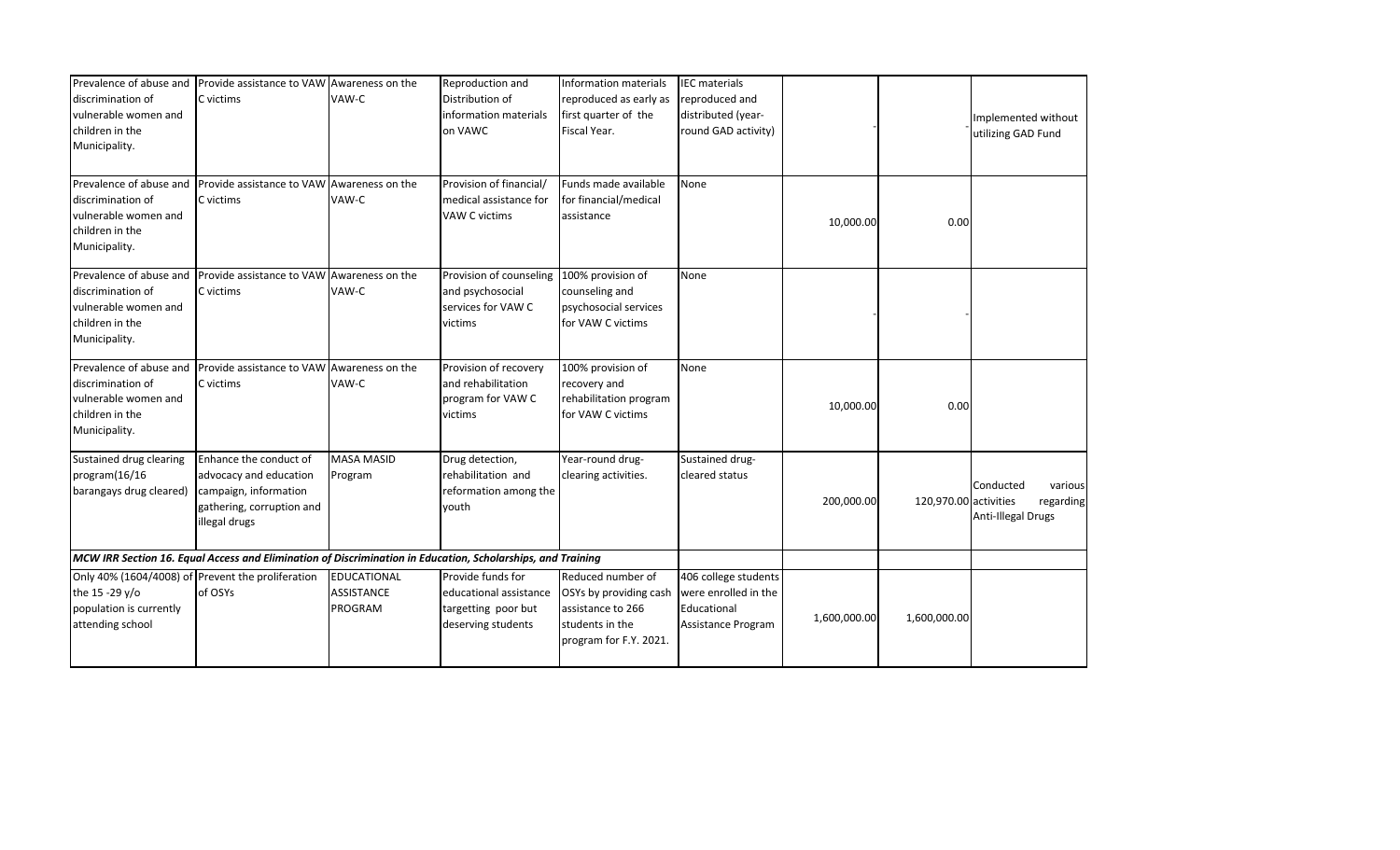| | | | | | | | | |
|---|---|---|---|---|---|---|---|---|
| Prevalence of abuse and discrimination of vulnerable women and children in the Municipality. | Provide assistance to VAW C victims | Awareness on the VAW-C | Reproduction and Distribution of information materials on VAWC | Information materials reproduced as early as first quarter of the Fiscal Year. | IEC materials reproduced and distributed (year-round GAD activity) | - | | - Implemented without utilizing GAD Fund |
| Prevalence of abuse and discrimination of vulnerable women and children in the Municipality. | Provide assistance to VAW C victims | Awareness on the VAW-C | Provision of financial/ medical assistance for VAW C victims | Funds made available for financial/medical assistance | None | 10,000.00 | 0.00 | |
| Prevalence of abuse and discrimination of vulnerable women and children in the Municipality. | Provide assistance to VAW C victims | Awareness on the VAW-C | Provision of counseling and psychosocial services for VAW C victims | 100% provision of counseling and psychosocial services for VAW C victims | None | - | - | |
| Prevalence of abuse and discrimination of vulnerable women and children in the Municipality. | Provide assistance to VAW C victims | Awareness on the VAW-C | Provision of recovery and rehabilitation program for VAW C victims | 100% provision of recovery and rehabilitation program for VAW C victims | None | 10,000.00 | 0.00 | |
| Sustained drug clearing program(16/16 barangays drug cleared) | Enhance the conduct of advocacy and education campaign, information gathering, corruption and illegal drugs | MASA MASID Program | Drug detection, rehabilitation and reformation among the youth | Year-round drug-clearing activities. | Sustained drug-cleared status | 200,000.00 | 120,970.00 | Conducted various activities regarding Anti-Illegal Drugs |
| ***MCW IRR Section 16. Equal Access and Elimination of Discrimination in Education, Scholarships, and Training*** | | | | | | | | |
| Only 40% (1604/4008) of the 15 -29 y/o population is currently attending school | Prevent the proliferation of OSYs | EDUCATIONAL ASSISTANCE PROGRAM | Provide funds for educational assistance targetting poor but deserving students | Reduced number of OSYs by providing cash assistance to 266 students in the program for F.Y. 2021. | 406 college students were enrolled in the Educational Assistance Program | 1,600,000.00 | 1,600,000.00 | |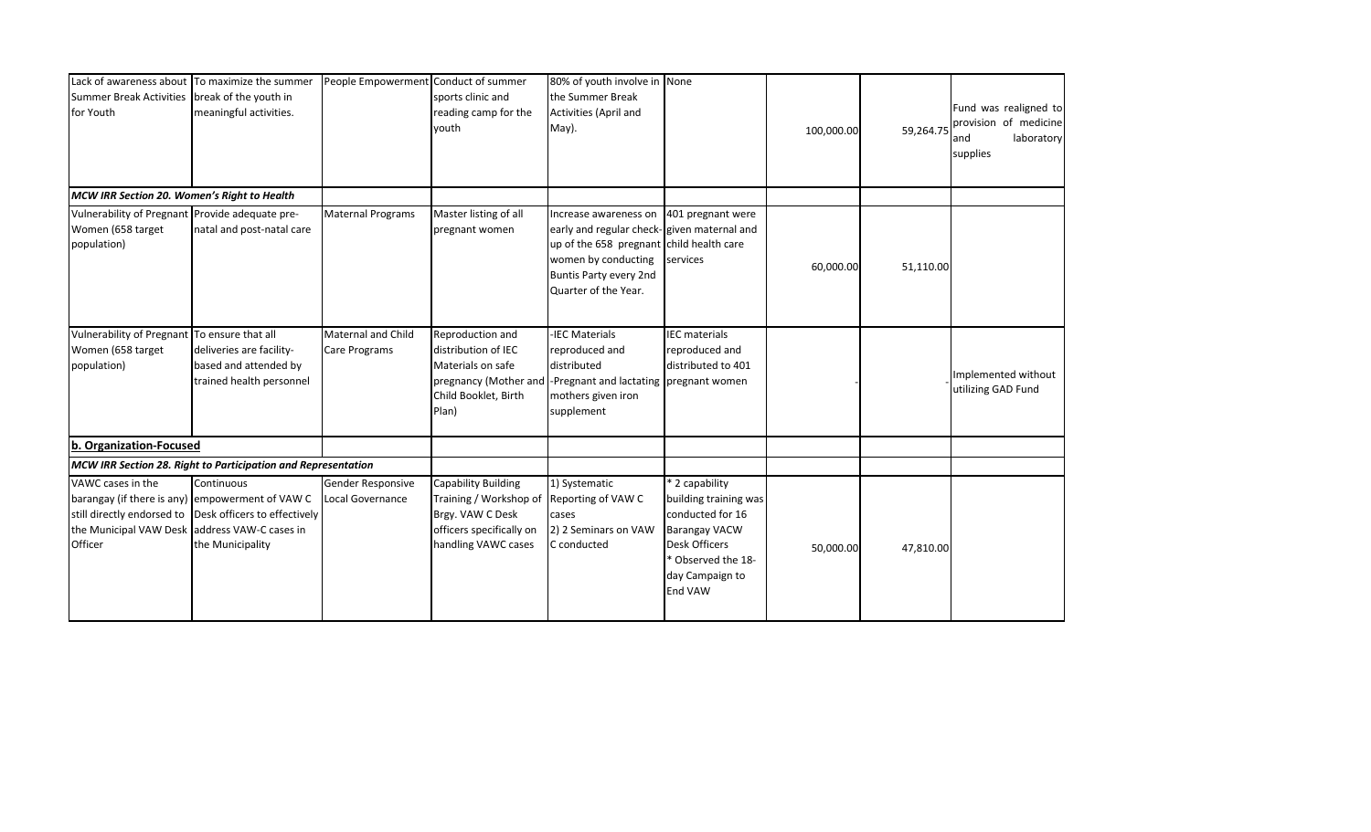| | | | | | | | | |
|---|---|---|---|---|---|---|---|---|
| Lack of awareness about Summer Break Activities for Youth | To maximize the summer break of the youth in meaningful activities. | People Empowerment | Conduct of summer sports clinic and reading camp for the youth | 80% of youth involve in the Summer Break Activities (April and May). | None | 100,000.00 | 59,264.75 | Fund was realigned to provision of medicine and laboratory supplies |
| ***MCW IRR Section 20. Women's Right to Health*** | | | | | | | | |
| Vulnerability of Pregnant Women (658 target population) | Provide adequate pre-natal and post-natal care | Maternal Programs | Master listing of all pregnant women | Increase awareness on early and regular check-up of the 658 pregnant women by conducting Buntis Party every 2nd Quarter of the Year. | 401 pregnant were given maternal and child health care services | 60,000.00 | 51,110.00 | |
| Vulnerability of Pregnant Women (658 target population) | To ensure that all deliveries are facility-based and attended by trained health personnel | Maternal and Child Care Programs | Reproduction and distribution of IEC Materials on safe pregnancy (Mother and Child Booklet, Birth Plan) | -IEC Materials reproduced and distributed<br>-Pregnant and lactating mothers given iron supplement | IEC materials reproduced and distributed to 401 pregnant women | - | - | Implemented without utilizing GAD Fund |
| **b. Organization-Focused** | | | | | | | | |
| ***MCW IRR Section 28. Right to Participation and Representation*** | | | | | | | | |
| VAWC cases in the barangay (if there is any) still directly endorsed to the Municipal VAW Desk Officer | Continuous empowerment of VAW C Desk officers to effectively address VAW-C cases in the Municipality | Gender Responsive Local Governance | Capability Building Training / Workshop of Brgy. VAW C Desk officers specifically on handling VAWC cases | 1) Systematic Reporting of VAW C cases<br>2) 2 Seminars on VAW C conducted | * 2 capability building training was conducted for 16 Barangay VACW Desk Officers<br>* Observed the 18-day Campaign to End VAW | 50,000.00 | 47,810.00 | |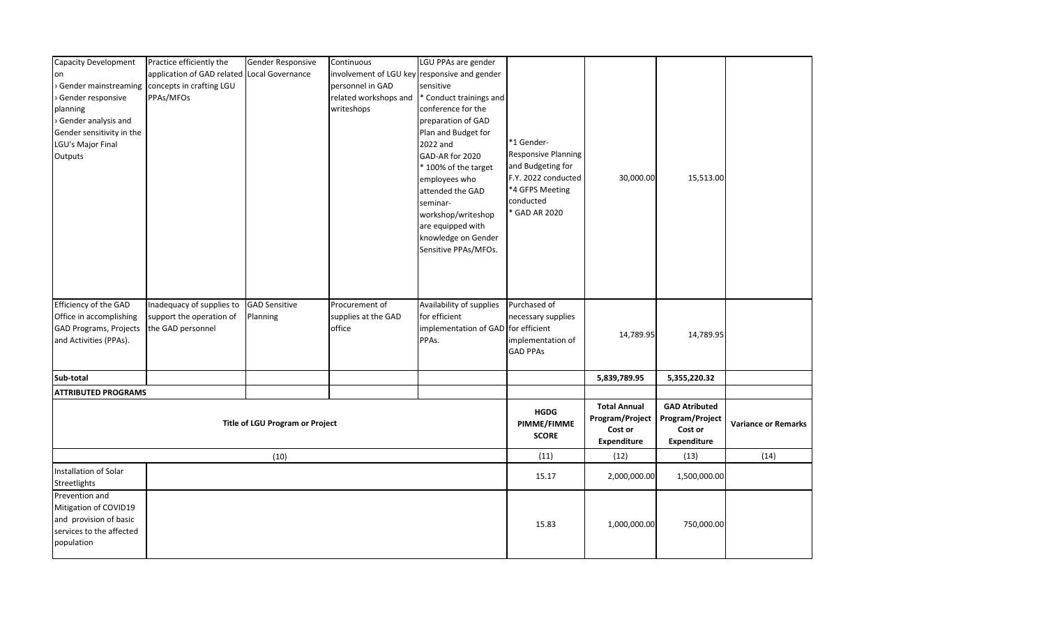| Capacity Development on › Gender mainstreaming › Gender responsive planning › Gender analysis and Gender sensitivity in the LGU's Major Final Outputs | Practice efficiently the application of GAD related concepts in crafting LGU PPAs/MFOs | Gender Responsive Local Governance | Continuous involvement of LGU key personnel in GAD related workshops and writeshops | LGU PPAs are gender responsive and gender sensitive * Conduct trainings and conference for the preparation of GAD Plan and Budget for 2022 and GAD-AR for 2020 * 100% of the target employees who attended the GAD seminar-workshop/writeshop are equipped with knowledge on Gender Sensitive PPAs/MFOs. | *1 Gender-Responsive Planning and Budgeting for F.Y. 2022 conducted *4 GFPS Meeting conducted * GAD AR 2020 | 30,000.00 | 15,513.00 | |
|---|---|---|---|---|---|---|---|---|
| Efficiency of the GAD Office in accomplishing GAD Programs, Projects and Activities (PPAs). | Inadequacy of supplies to support the operation of the GAD personnel | GAD Sensitive Planning | Procurement of supplies at the GAD office | Availability of supplies for efficient implementation of GAD PPAs. | Purchased of necessary supplies for efficient implementation of GAD PPAs | 14,789.95 | 14,789.95 | |
| **Sub-total** | | | | | | **5,839,789.95** | **5,355,220.32** | |
| **ATTRIBUTED PROGRAMS** | | | | | | | | |
| **Title of LGU Program or Project** | | | | | **HGDG PIMME/FIMME SCORE** | **Total Annual Program/Project Cost or Expenditure** | **GAD Atributed Program/Project Cost or Expenditure** | **Variance or Remarks** |
| (10) | | | | | (11) | (12) | (13) | (14) |
| Installation of Solar Streetlights | | | | | 15.17 | 2,000,000.00 | 1,500,000.00 | |
| Prevention and Mitigation of COVID19 and provision of basic services to the affected population | | | | | 15.83 | 1,000,000.00 | 750,000.00 | |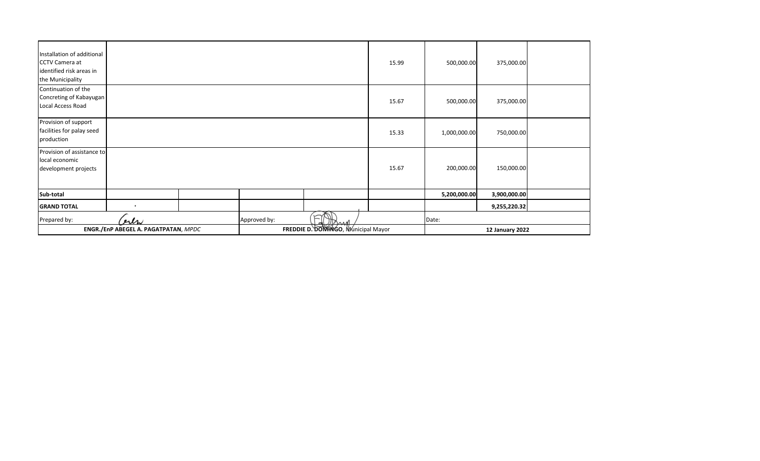| | | | | | | | | |
|---|---|---|---|---|---|---|---|---|
| Installation of additional CCTV Camera at identified risk areas in the Municipality | | | | | 15.99 | 500,000.00 | 375,000.00 | |
| Continuation of the Concreting of Kabayugan Local Access Road | | | | | 15.67 | 500,000.00 | 375,000.00 | |
| Provision of support facilities for palay seed production | | | | | 15.33 | 1,000,000.00 | 750,000.00 | |
| Provision of assistance to local economic development projects | | | | | 15.67 | 200,000.00 | 150,000.00 | |
| **Sub-total** | | | | | | **5,200,000.00** | **3,900,000.00** | |
| **GRAND TOTAL** | - | | | | | | **9,255,220.32** | |
| Prepared by: | | | Approved by: | | | Date: | | |
| **ENGR./EnP ABEGEL A. PAGATPATAN**, *MPDC* | | | **FREDDIE D. DOMINGO**, Municipal Mayor | | | **12 January 2022** | | |